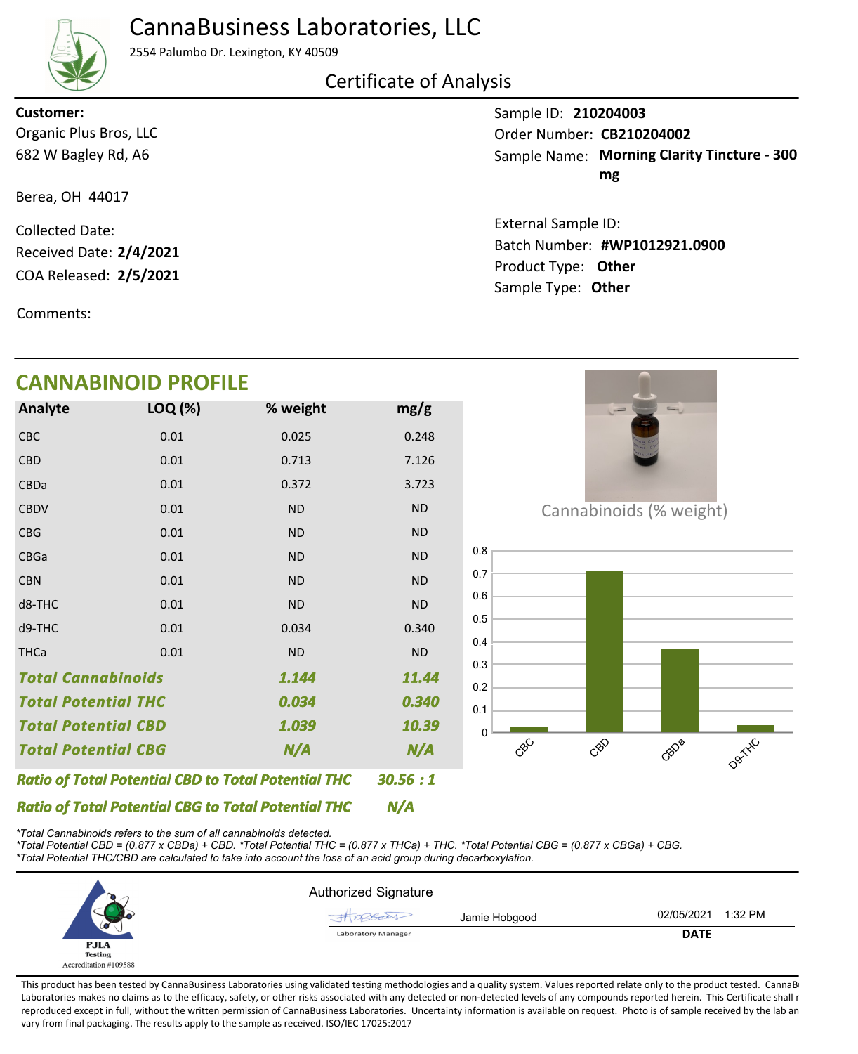# CannaBusiness Laboratories, LLC

2554 Palumbo Dr. Lexington, KY 40509

## Certificate of Analysis

**Customer:**
Organic Plus Bros, LLC
682 W Bagley Rd, A6

Berea, OH 44017

Collected Date:
Received Date: **2/4/2021**
COA Released: **2/5/2021**

Comments:

Sample ID: **210204003**
Order Number: **CB210204002**
Sample Name: **Morning Clarity Tincture - 300 mg**

External Sample ID:
Batch Number: **#WP1012921.0900**
Product Type: **Other**
Sample Type: **Other**

## CANNABINOID PROFILE

| Analyte | LOQ (%) | % weight | mg/g |
|---|---|---|---|
| CBC | 0.01 | 0.025 | 0.248 |
| CBD | 0.01 | 0.713 | 7.126 |
| CBDa | 0.01 | 0.372 | 3.723 |
| CBDV | 0.01 | ND | ND |
| CBG | 0.01 | ND | ND |
| CBGa | 0.01 | ND | ND |
| CBN | 0.01 | ND | ND |
| d8-THC | 0.01 | ND | ND |
| d9-THC | 0.01 | 0.034 | 0.340 |
| THCa | 0.01 | ND | ND |
| ***Total Cannabinoids*** | | ***1.144*** | ***11.44*** |
| ***Total Potential THC*** | | ***0.034*** | ***0.340*** |
| ***Total Potential CBD*** | | ***1.039*** | ***10.39*** |
| ***Total Potential CBG*** | | ***N/A*** | ***N/A*** |

Cannabinoids (% weight)

| Analyte | % weight |
|---|---|
| CBC | 0.025 |
| CBD | 0.713 |
| CBDa | 0.372 |
| D9-THC | 0.034 |

***Ratio of Total Potential CBD to Total Potential THC*** ***30.56 : 1***

***Ratio of Total Potential CBG to Total Potential THC*** ***N/A***

*\*Total Cannabinoids refers to the sum of all cannabinoids detected.*
*\*Total Potential CBD = (0.877 x CBDa) + CBD. \*Total Potential THC = (0.877 x THCa) + THC. \*Total Potential CBG = (0.877 x CBGa) + CBG.*
*\*Total Potential THC/CBD are calculated to take into account the loss of an acid group during decarboxylation.*

PJLA Testing
Accreditation #109588

Authorized Signature

Jamie Hobgood — Laboratory Manager

02/05/2021 1:32 PM
**DATE**

This product has been tested by CannaBusiness Laboratories using validated testing methodologies and a quality system. Values reported relate only to the product tested. CannaBusiness Laboratories makes no claims as to the efficacy, safety, or other risks associated with any detected or non-detected levels of any compounds reported herein. This Certificate shall not be reproduced except in full, without the written permission of CannaBusiness Laboratories. Uncertainty information is available on request. Photo is of sample received by the lab and may vary from final packaging. The results apply to the sample as received. ISO/IEC 17025:2017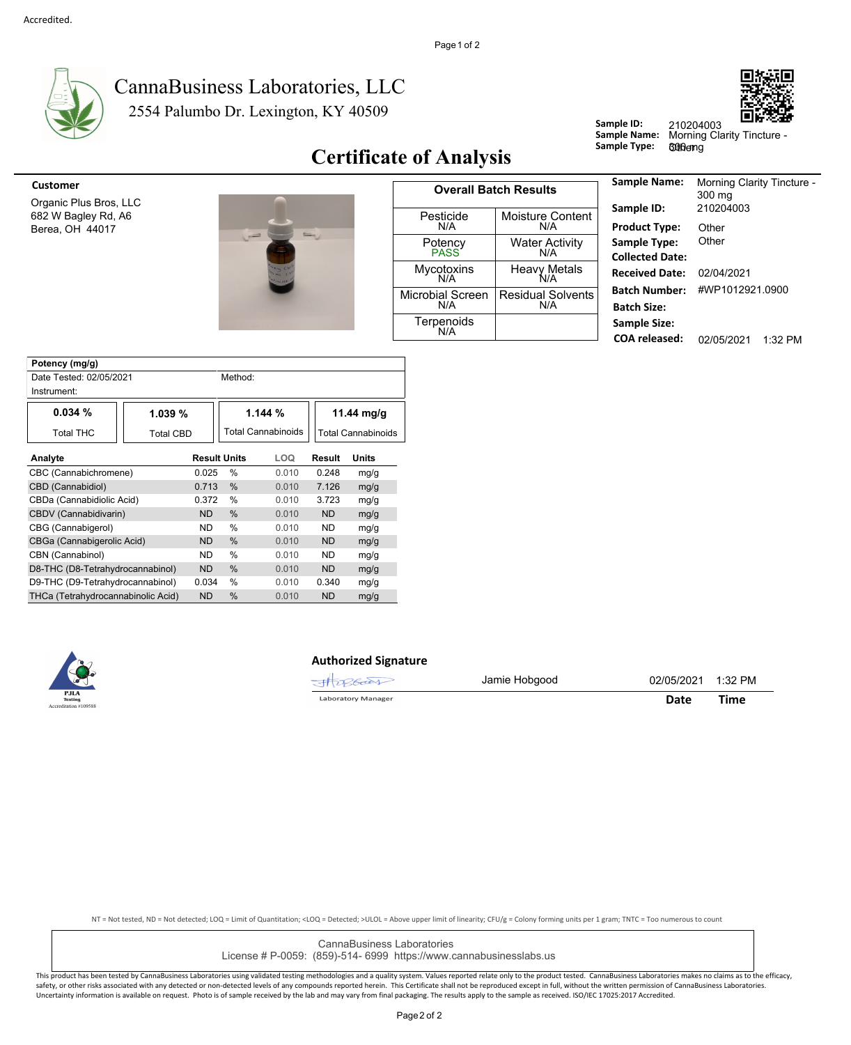Accredited.

# CannaBusiness Laboratories, LLC

2554 Palumbo Dr. Lexington, KY 40509

**Sample ID:** 210204003
**Sample Name:** Morning Clarity Tincture - 300 mg
**Sample Type:** Other

# Certificate of Analysis

**Customer**

Organic Plus Bros, LLC
682 W Bagley Rd, A6
Berea, OH 44017

| Overall Batch Results | |
|---|---|
| Pesticide N/A | Moisture Content N/A |
| Potency PASS | Water Activity N/A |
| Mycotoxins N/A | Heavy Metals N/A |
| Microbial Screen N/A | Residual Solvents N/A |
| Terpenoids N/A | |

**Sample Name:** Morning Clarity Tincture - 300 mg
**Sample ID:** 210204003
**Product Type:** Other
**Sample Type:** Other
**Collected Date:**
**Received Date:** 02/04/2021
**Batch Number:** #WP1012921.0900
**Batch Size:**
**Sample Size:**
**COA released:** 02/05/2021 1:32 PM

**Potency (mg/g)**

Date Tested: 02/05/2021
Method:
Instrument:

| 0.034 % | 1.039 % | 1.144 % | 11.44 mg/g |
|---|---|---|---|
| Total THC | Total CBD | Total Cannabinoids | Total Cannabinoids |

| Analyte | Result | Units | LOQ | Result | Units |
|---|---|---|---|---|---|
| CBC (Cannabichromene) | 0.025 | % | 0.010 | 0.248 | mg/g |
| CBD (Cannabidiol) | 0.713 | % | 0.010 | 7.126 | mg/g |
| CBDa (Cannabidiolic Acid) | 0.372 | % | 0.010 | 3.723 | mg/g |
| CBDV (Cannabidivarin) | ND | % | 0.010 | ND | mg/g |
| CBG (Cannabigerol) | ND | % | 0.010 | ND | mg/g |
| CBGa (Cannabigerolic Acid) | ND | % | 0.010 | ND | mg/g |
| CBN (Cannabinol) | ND | % | 0.010 | ND | mg/g |
| D8-THC (D8-Tetrahydrocannabinol) | ND | % | 0.010 | ND | mg/g |
| D9-THC (D9-Tetrahydrocannabinol) | 0.034 | % | 0.010 | 0.340 | mg/g |
| THCa (Tetrahydrocannabinolic Acid) | ND | % | 0.010 | ND | mg/g |

PJLA Testing Accreditation #109588

**Authorized Signature**

| Laboratory Manager | Jamie Hobgood | 02/05/2021 | 1:32 PM |
|---|---|---|---|
| | | **Date** | **Time** |

NT = Not tested, ND = Not detected; LOQ = Limit of Quantitation; <LOQ = Detected; >ULOL = Above upper limit of linearity; CFU/g = Colony forming units per 1 gram; TNTC = Too numerous to count

CannaBusiness Laboratories
License # P-0059: (859)-514- 6999 https://www.cannabusinesslabs.us

This product has been tested by CannaBusiness Laboratories using validated testing methodologies and a quality system. Values reported relate only to the product tested. CannaBusiness Laboratories makes no claims as to the efficacy, safety, or other risks associated with any detected or non-detected levels of any compounds reported herein. This Certificate shall not be reproduced except in full, without the written permission of CannaBusiness Laboratories. Uncertainty information is available on request. Photo is of sample received by the lab and may vary from final packaging. The results apply to the sample as received. ISO/IEC 17025:2017 Accredited.